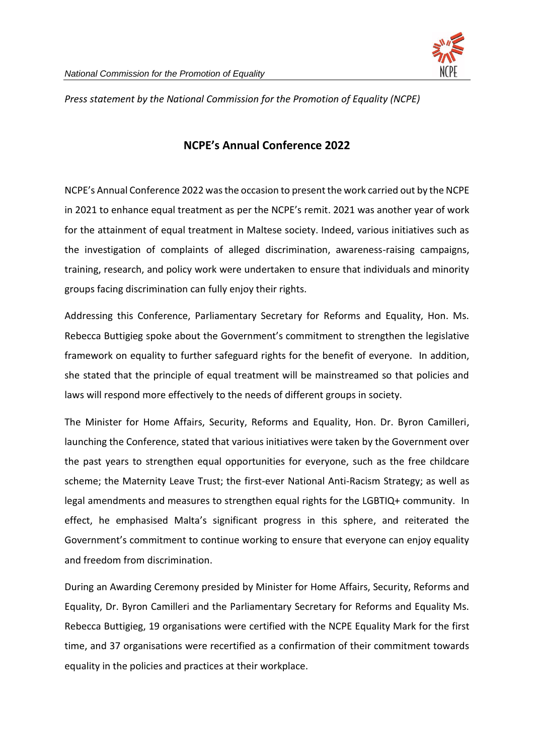*Press statement by the National Commission for the Promotion of Equality (NCPE)*

## NCPE's Annual Conference 2022

NCPE's Annual Conference 2022 was the occasion to present the work carried out by the NCPE in 2021 to enhance equal treatment as per the NCPE's remit. 2021 was another year of work for the attainment of equal treatment in Maltese society. Indeed, various initiatives such as the investigation of complaints of alleged discrimination, awareness-raising campaigns, training, research, and policy work were undertaken to ensure that individuals and minority groups facing discrimination can fully enjoy their rights.

Addressing this Conference, Parliamentary Secretary for Reforms and Equality, Hon. Ms. Rebecca Buttigieg spoke about the Government's commitment to strengthen the legislative framework on equality to further safeguard rights for the benefit of everyone. In addition, she stated that the principle of equal treatment will be mainstreamed so that policies and laws will respond more effectively to the needs of different groups in society.

The Minister for Home Affairs, Security, Reforms and Equality, Hon. Dr. Byron Camilleri, launching the Conference, stated that various initiatives were taken by the Government over the past years to strengthen equal opportunities for everyone, such as the free childcare scheme; the Maternity Leave Trust; the first-ever National Anti-Racism Strategy; as well as legal amendments and measures to strengthen equal rights for the LGBTIQ+ community. In effect, he emphasised Malta's significant progress in this sphere, and reiterated the Government's commitment to continue working to ensure that everyone can enjoy equality and freedom from discrimination.

During an Awarding Ceremony presided by Minister for Home Affairs, Security, Reforms and Equality, Dr. Byron Camilleri and the Parliamentary Secretary for Reforms and Equality Ms. Rebecca Buttigieg, 19 organisations were certified with the NCPE Equality Mark for the first time, and 37 organisations were recertified as a confirmation of their commitment towards equality in the policies and practices at their workplace.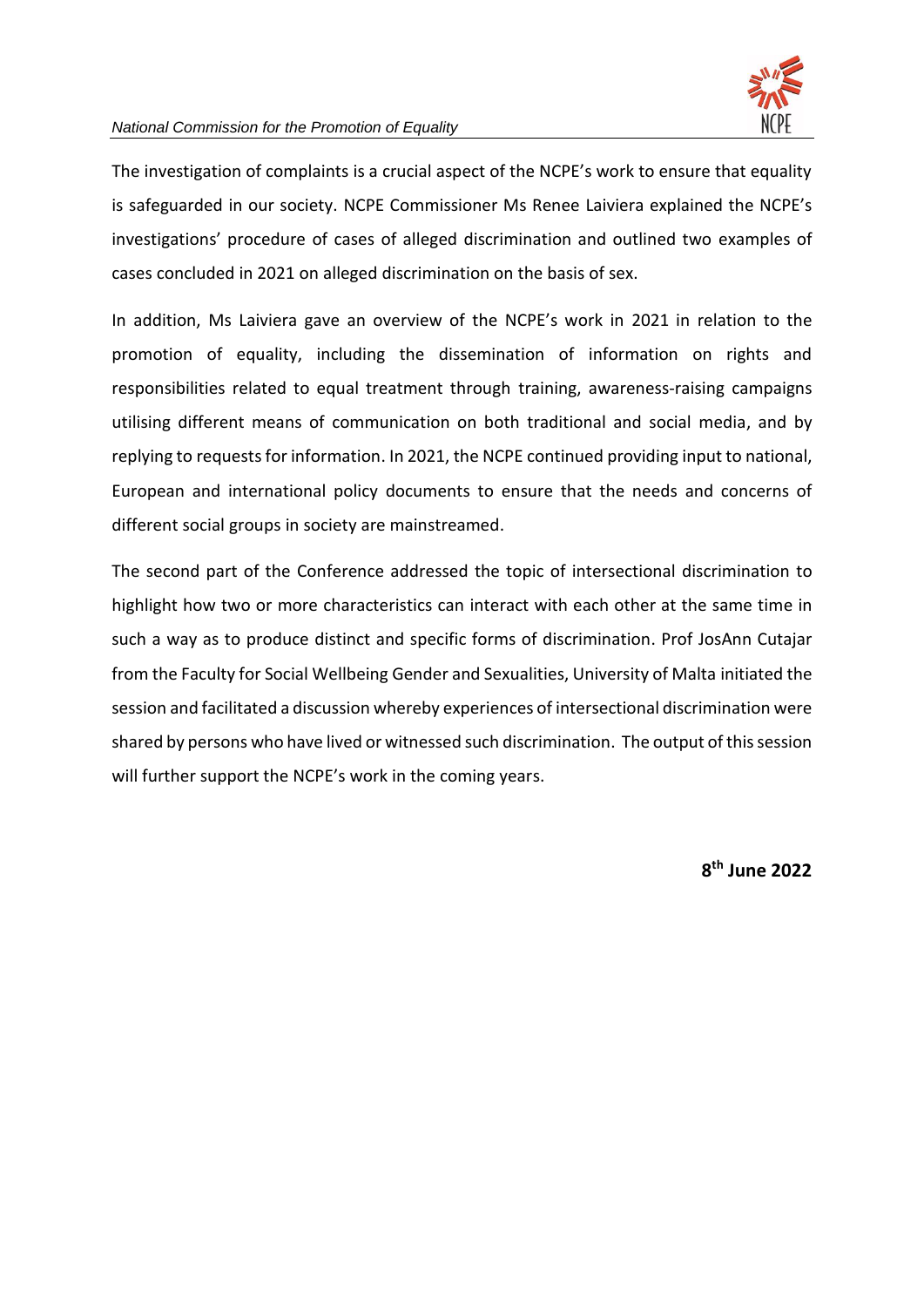The investigation of complaints is a crucial aspect of the NCPE's work to ensure that equality is safeguarded in our society. NCPE Commissioner Ms Renee Laiviera explained the NCPE's investigations' procedure of cases of alleged discrimination and outlined two examples of cases concluded in 2021 on alleged discrimination on the basis of sex.

In addition, Ms Laiviera gave an overview of the NCPE's work in 2021 in relation to the promotion of equality, including the dissemination of information on rights and responsibilities related to equal treatment through training, awareness-raising campaigns utilising different means of communication on both traditional and social media, and by replying to requests for information. In 2021, the NCPE continued providing input to national, European and international policy documents to ensure that the needs and concerns of different social groups in society are mainstreamed.

The second part of the Conference addressed the topic of intersectional discrimination to highlight how two or more characteristics can interact with each other at the same time in such a way as to produce distinct and specific forms of discrimination. Prof JosAnn Cutajar from the Faculty for Social Wellbeing Gender and Sexualities, University of Malta initiated the session and facilitated a discussion whereby experiences of intersectional discrimination were shared by persons who have lived or witnessed such discrimination. The output of this session will further support the NCPE's work in the coming years.

**8th June 2022**